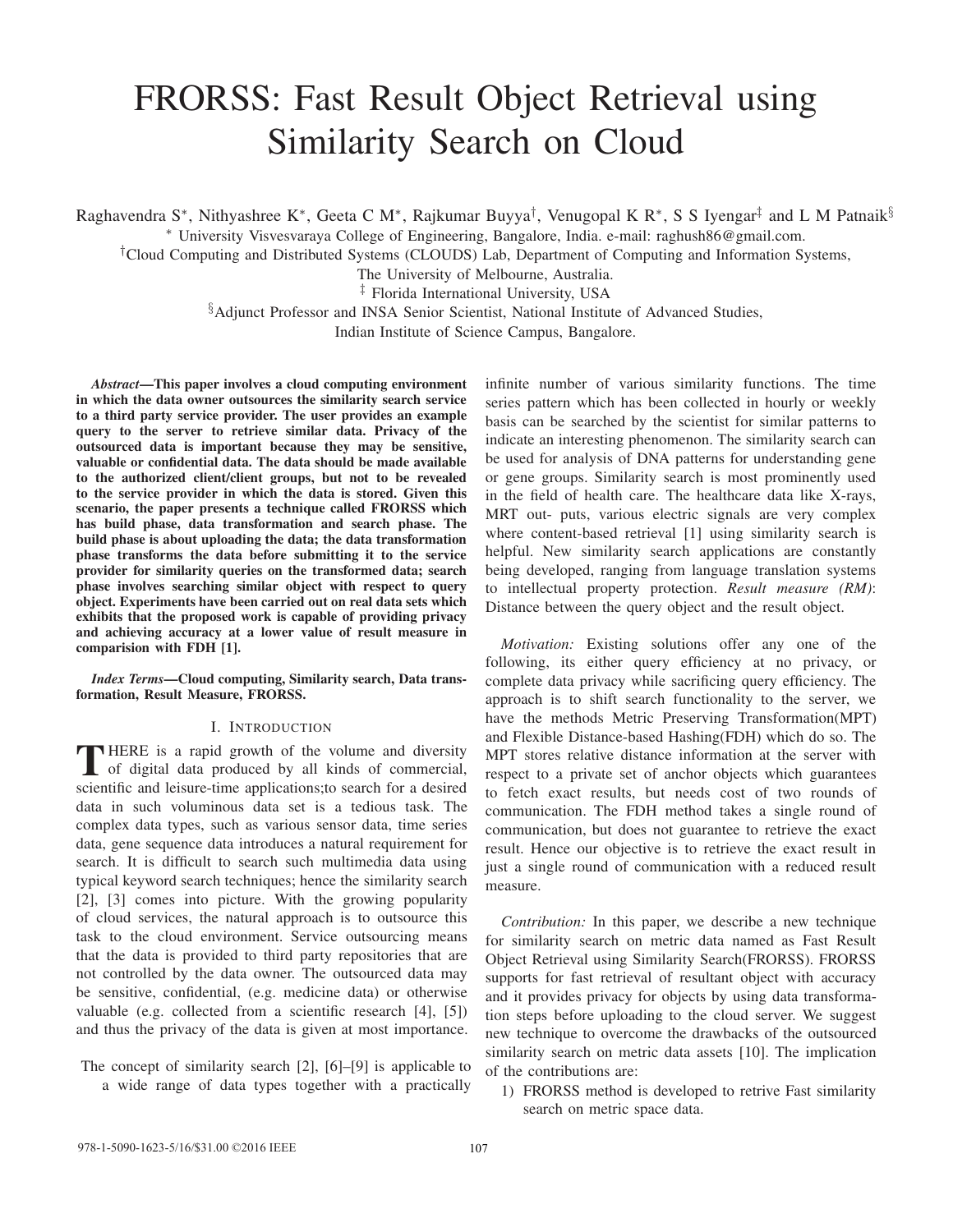# FRORSS: Fast Result Object Retrieval using Similarity Search on Cloud

Raghavendra S*, Nithyashree K*, Geeta C M*, Rajkumar Buyya†, Venugopal K R*, S S Iyengar‡ and L M Patnaik§

\* University Visvesvaraya College of Engineering, Bangalore, India. e-mail: raghush86@gmail.com.

†Cloud Computing and Distributed Systems (CLOUDS) Lab, Department of Computing and Information Systems, The University of Melbourne, Australia.

‡ Florida International University, USA

§Adjunct Professor and INSA Senior Scientist, National Institute of Advanced Studies, Indian Institute of Science Campus, Bangalore.

***Abstract*—This paper involves a cloud computing environment in which the data owner outsources the similarity search service to a third party service provider. The user provides an example query to the server to retrieve similar data. Privacy of the outsourced data is important because they may be sensitive, valuable or confidential data. The data should be made available to the authorized client/client groups, but not to be revealed to the service provider in which the data is stored. Given this scenario, the paper presents a technique called FRORSS which has build phase, data transformation and search phase. The build phase is about uploading the data; the data transformation phase transforms the data before submitting it to the service provider for similarity queries on the transformed data; search phase involves searching similar object with respect to query object. Experiments have been carried out on real data sets which exhibits that the proposed work is capable of providing privacy and achieving accuracy at a lower value of result measure in comparision with FDH [1].**

***Index Terms*—Cloud computing, Similarity search, Data transformation, Result Measure, FRORSS.**

## I. Introduction

There is a rapid growth of the volume and diversity of digital data produced by all kinds of commercial, scientific and leisure-time applications;to search for a desired data in such voluminous data set is a tedious task. The complex data types, such as various sensor data, time series data, gene sequence data introduces a natural requirement for search. It is difficult to search such multimedia data using typical keyword search techniques; hence the similarity search [2], [3] comes into picture. With the growing popularity of cloud services, the natural approach is to outsource this task to the cloud environment. Service outsourcing means that the data is provided to third party repositories that are not controlled by the data owner. The outsourced data may be sensitive, confidential, (e.g. medicine data) or otherwise valuable (e.g. collected from a scientific research [4], [5]) and thus the privacy of the data is given at most importance.

The concept of similarity search [2], [6]–[9] is applicable to a wide range of data types together with a practically infinite number of various similarity functions. The time series pattern which has been collected in hourly or weekly basis can be searched by the scientist for similar patterns to indicate an interesting phenomenon. The similarity search can be used for analysis of DNA patterns for understanding gene or gene groups. Similarity search is most prominently used in the field of health care. The healthcare data like X-rays, MRT out- puts, various electric signals are very complex where content-based retrieval [1] using similarity search is helpful. New similarity search applications are constantly being developed, ranging from language translation systems to intellectual property protection. *Result measure (RM)*: Distance between the query object and the result object.

*Motivation:* Existing solutions offer any one of the following, its either query efficiency at no privacy, or complete data privacy while sacrificing query efficiency. The approach is to shift search functionality to the server, we have the methods Metric Preserving Transformation(MPT) and Flexible Distance-based Hashing(FDH) which do so. The MPT stores relative distance information at the server with respect to a private set of anchor objects which guarantees to fetch exact results, but needs cost of two rounds of communication. The FDH method takes a single round of communication, but does not guarantee to retrieve the exact result. Hence our objective is to retrieve the exact result in just a single round of communication with a reduced result measure.

*Contribution:* In this paper, we describe a new technique for similarity search on metric data named as Fast Result Object Retrieval using Similarity Search(FRORSS). FRORSS supports for fast retrieval of resultant object with accuracy and it provides privacy for objects by using data transformation steps before uploading to the cloud server. We suggest new technique to overcome the drawbacks of the outsourced similarity search on metric data assets [10]. The implication of the contributions are:

1) FRORSS method is developed to retrive Fast similarity search on metric space data.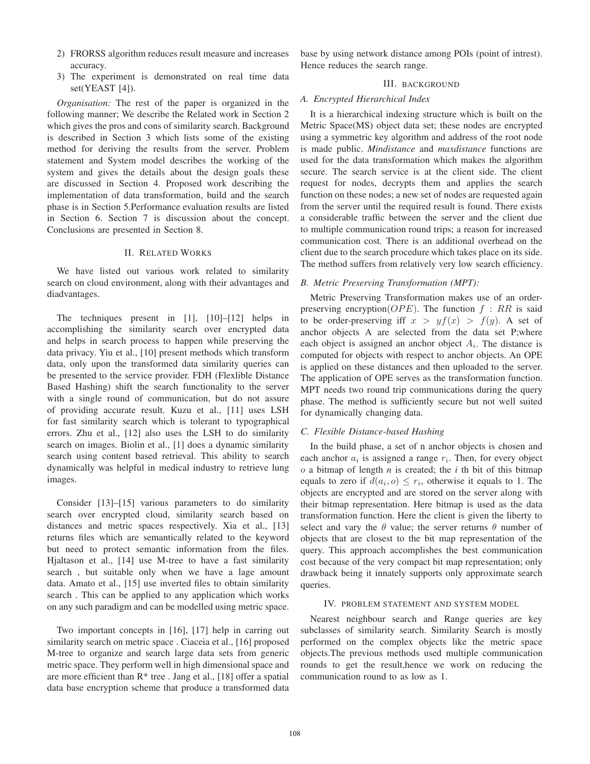2) FRORSS algorithm reduces result measure and increases accuracy.
3) The experiment is demonstrated on real time data set(YEAST [4]).

*Organisation:* The rest of the paper is organized in the following manner; We describe the Related work in Section 2 which gives the pros and cons of similarity search. Background is described in Section 3 which lists some of the existing method for deriving the results from the server. Problem statement and System model describes the working of the system and gives the details about the design goals these are discussed in Section 4. Proposed work describing the implementation of data transformation, build and the search phase is in Section 5.Performance evaluation results are listed in Section 6. Section 7 is discussion about the concept. Conclusions are presented in Section 8.

## II. Related Works

We have listed out various work related to similarity search on cloud environment, along with their advantages and diadvantages.

The techniques present in [1], [10]–[12] helps in accomplishing the similarity search over encrypted data and helps in search process to happen while preserving the data privacy. Yiu et al., [10] present methods which transform data, only upon the transformed data similarity queries can be presented to the service provider. FDH (Flexlible Distance Based Hashing) shift the search functionality to the server with a single round of communication, but do not assure of providing accurate result. Kuzu et al., [11] uses LSH for fast similarity search which is tolerant to typographical errors. Zhu et al., [12] also uses the LSH to do similarity search on images. Biolin et al., [1] does a dynamic similarity search using content based retrieval. This ability to search dynamically was helpful in medical industry to retrieve lung images.

Consider [13]–[15] various parameters to do similarity search over encrypted cloud, similarity search based on distances and metric spaces respectively. Xia et al., [13] returns files which are semantically related to the keyword but need to protect semantic information from the files. Hjaltason et al., [14] use M-tree to have a fast similarity search , but suitable only when we have a lage amount data. Amato et al., [15] use inverted files to obtain similarity search . This can be applied to any application which works on any such paradigm and can be modelled using metric space.

Two important concepts in [16], [17] help in carring out similarity search on metric space . Ciaceia et al., [16] proposed M-tree to organize and search large data sets from generic metric space. They perform well in high dimensional space and are more efficient than R* tree . Jang et al., [18] offer a spatial data base encryption scheme that produce a transformed data base by using network distance among POIs (point of intrest). Hence reduces the search range.

## III. Background

### A. Encrypted Hierarchical Index

It is a hierarchical indexing structure which is built on the Metric Space(MS) object data set; these nodes are encrypted using a symmetric key algorithm and address of the root node is made public. *Mindistance* and *maxdistance* functions are used for the data transformation which makes the algorithm secure. The search service is at the client side. The client request for nodes, decrypts them and applies the search function on these nodes; a new set of nodes are requested again from the server until the required result is found. There exists a considerable traffic between the server and the client due to multiple communication round trips; a reason for increased communication cost. There is an additional overhead on the client due to the search procedure which takes place on its side. The method suffers from relatively very low search efficiency.

### B. Metric Preserving Transformation (MPT):

Metric Preserving Transformation makes use of an order-preserving encryption($OPE$). The function $f : RR$ is said to be order-preserving iff $x > yf(x) > f(y)$. A set of anchor objects A are selected from the data set P;where each object is assigned an anchor object $A_i$. The distance is computed for objects with respect to anchor objects. An OPE is applied on these distances and then uploaded to the server. The application of OPE serves as the transformation function. MPT needs two round trip communications during the query phase. The method is sufficiently secure but not well suited for dynamically changing data.

### C. Flexible Distance-based Hashing

In the build phase, a set of n anchor objects is chosen and each anchor $a_i$ is assigned a range $r_i$. Then, for every object $o$ a bitmap of length *n* is created; the *i* th bit of this bitmap equals to zero if $d(a_i, o) \leq r_i$, otherwise it equals to 1. The objects are encrypted and are stored on the server along with their bitmap representation. Here bitmap is used as the data transformation function. Here the client is given the liberty to select and vary the $\theta$ value; the server returns $\theta$ number of objects that are closest to the bit map representation of the query. This approach accomplishes the best communication cost because of the very compact bit map representation; only drawback being it innately supports only approximate search queries.

## IV. Problem Statement and System Model

Nearest neighbour search and Range queries are key subclasses of similarity search. Similarity Search is mostly performed on the complex objects like the metric space objects.The previous methods used multiple communication rounds to get the result,hence we work on reducing the communication round to as low as 1.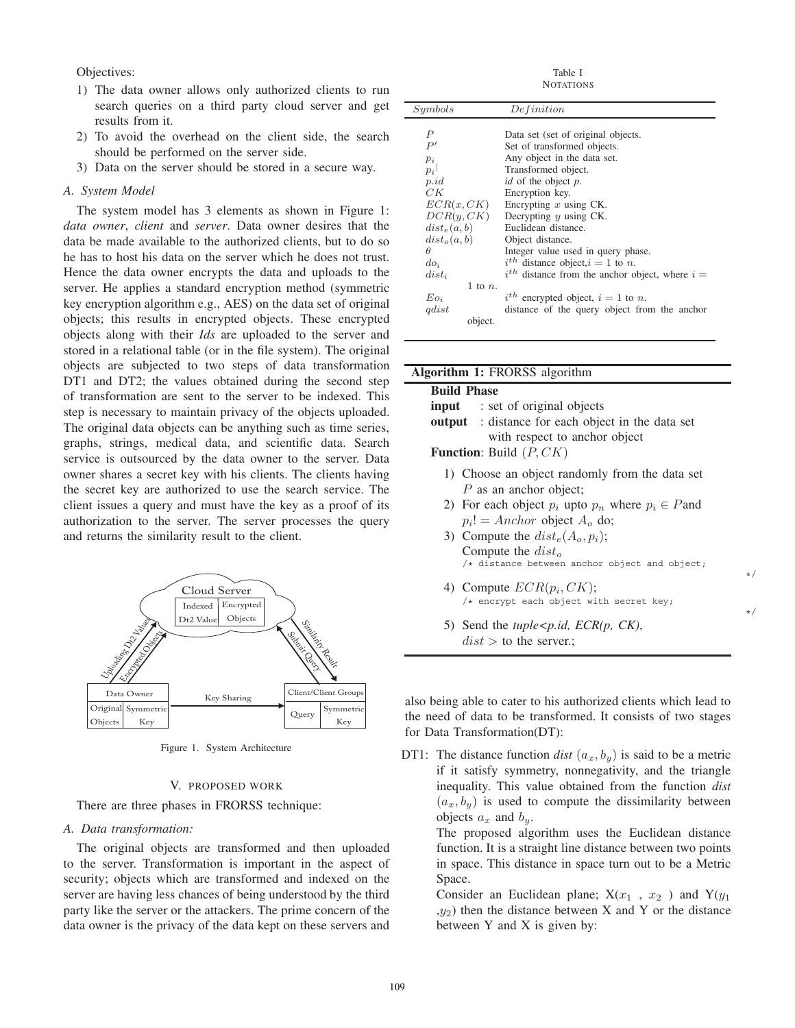Objectives:

1) The data owner allows only authorized clients to run search queries on a third party cloud server and get results from it.
2) To avoid the overhead on the client side, the search should be performed on the server side.
3) Data on the server should be stored in a secure way.

### A. System Model

The system model has 3 elements as shown in Figure 1: *data owner*, *client* and *server*. Data owner desires that the data be made available to the authorized clients, but to do so he has to host his data on the server which he does not trust. Hence the data owner encrypts the data and uploads to the server. He applies a standard encryption method (symmetric key encryption algorithm e.g., AES) on the data set of original objects; this results in encrypted objects. These encrypted objects along with their *Ids* are uploaded to the server and stored in a relational table (or in the file system). The original objects are subjected to two steps of data transformation DT1 and DT2; the values obtained during the second step of transformation are sent to the server to be indexed. This step is necessary to maintain privacy of the objects uploaded. The original data objects can be anything such as time series, graphs, strings, medical data, and scientific data. Search service is outsourced by the data owner to the server. Data owner shares a secret key with his clients. The clients having the secret key are authorized to use the search service. The client issues a query and must have the key as a proof of its authorization to the server. The server processes the query and returns the similarity result to the client.

Figure 1. System Architecture

## V. PROPOSED WORK

There are three phases in FRORSS technique:

### A. Data transformation:

The original objects are transformed and then uploaded to the server. Transformation is important in the aspect of security; objects which are transformed and indexed on the server are having less chances of being understood by the third party like the server or the attackers. The prime concern of the data owner is the privacy of the data kept on these servers and also being able to cater to his authorized clients which lead to the need of data to be transformed. It consists of two stages for Data Transformation(DT):

DT1: The distance function *dist* $(a_x, b_y)$ is said to be a metric if it satisfy symmetry, nonnegativity, and the triangle inequality. This value obtained from the function *dist* $(a_x, b_y)$ is used to compute the dissimilarity between objects $a_x$ and $b_y$.

The proposed algorithm uses the Euclidean distance function. It is a straight line distance between two points in space. This distance in space turn out to be a Metric Space.

Consider an Euclidean plane; X($x_1$ , $x_2$ ) and Y($y_1$ ,$y_2$) then the distance between X and Y or the distance between Y and X is given by:

Table I
NOTATIONS

| *Symbols* | *Definition* |
|---|---|
| $P$ | Data set (set of original objects. |
| $P'$ | Set of transformed objects. |
| $p_i$ | Any object in the data set. |
| $p_i^{\|}$ | Transformed object. |
| $p.id$ | *id* of the object *p*. |
| $CK$ | Encryption key. |
| $ECR(x, CK)$ | Encrypting $x$ using CK. |
| $DCR(y, CK)$ | Decrypting $y$ using CK. |
| $dist_e(a, b)$ | Euclidean distance. |
| $dist_o(a, b)$ | Object distance. |
| $\theta$ | Integer value used in query phase. |
| $do_i$ | $i^{th}$ distance object,$i$ = 1 to $n$. |
| $dist_i$ | $i^{th}$ distance from the anchor object, where $i$ = 1 to $n$. |
| $Eo_i$ | $i^{th}$ encrypted object, $i$ = 1 to $n$. |
| $qdist$ | distance of the query object from the anchor object. |

**Algorithm 1:** FRORSS algorithm

**Build Phase**
**input** : set of original objects
**output** : distance for each object in the data set with respect to anchor object
**Function**: Build $(P, CK)$

1) Choose an object randomly from the data set $P$ as an anchor object;
2) For each object $p_i$ upto $p_n$ where $p_i \in P$and $p_i != Anchor$ object $A_o$ do;
3) Compute the $dist_e(A_o, p_i)$;
   Compute the $dist_o$
   `/* distance between anchor object and object; */`
4) Compute $ECR(p_i, CK)$;
   `/* encrypt each object with secret key; */`
5) Send the *tuple<p.id, ECR(p, CK)*, $dist >$ to the server.;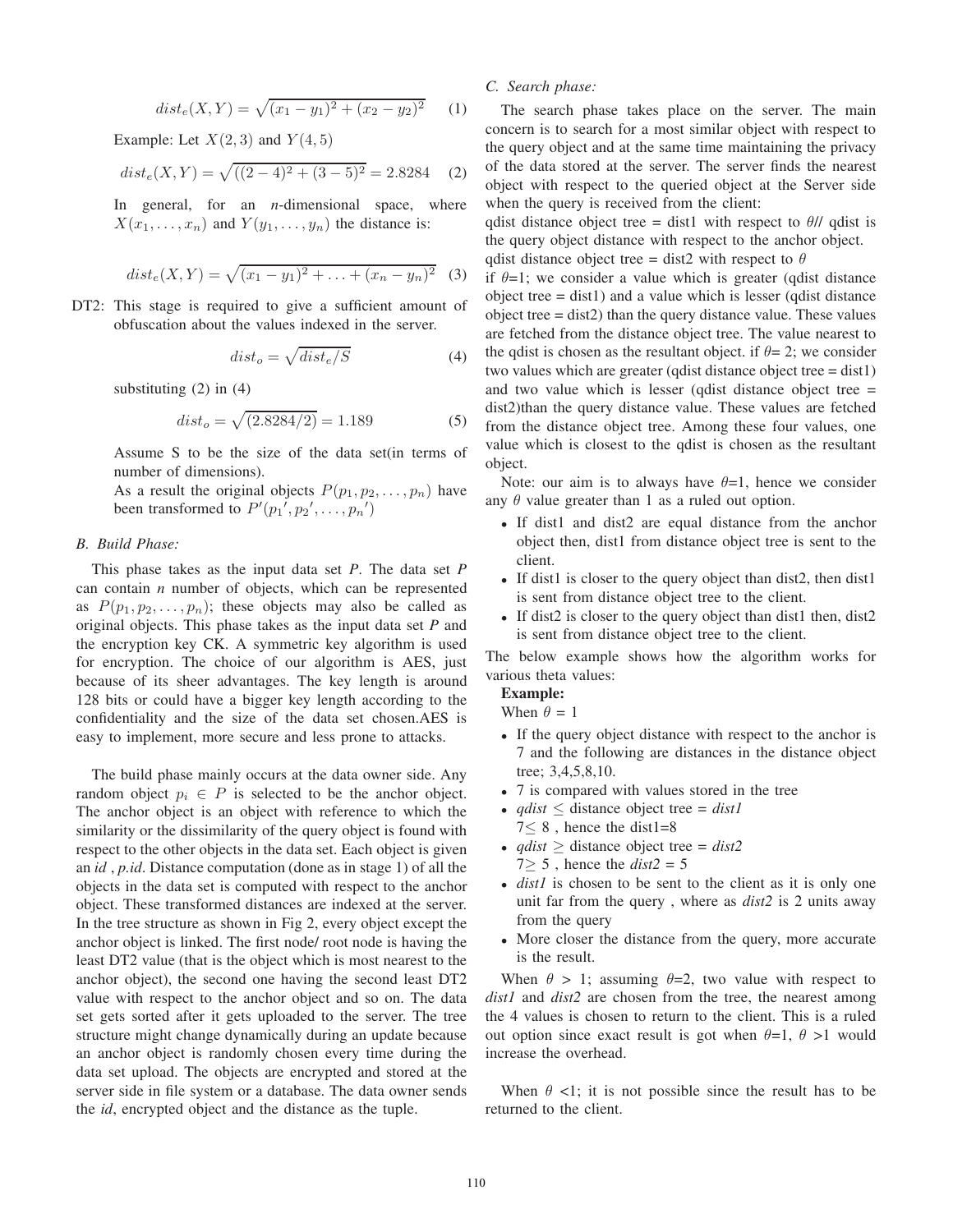$$dist_e(X,Y) = \sqrt{(x_1 - y_1)^2 + (x_2 - y_2)^2} \quad (1)$$

Example: Let $X(2,3)$ and $Y(4,5)$

$$dist_e(X,Y) = \sqrt{((2-4)^2 + (3-5)^2} = 2.8284 \quad (2)$$

In general, for an *n*-dimensional space, where $X(x_1, \ldots, x_n)$ and $Y(y_1, \ldots, y_n)$ the distance is:

$$dist_e(X,Y) = \sqrt{(x_1 - y_1)^2 + \ldots + (x_n - y_n)^2} \quad (3)$$

DT2: This stage is required to give a sufficient amount of obfuscation about the values indexed in the server.

$$dist_o = \sqrt{dist_e/S} \quad (4)$$

substituting (2) in (4)

$$dist_o = \sqrt{(2.8284/2)} = 1.189 \quad (5)$$

Assume S to be the size of the data set(in terms of number of dimensions).

As a result the original objects $P(p_1, p_2, \ldots, p_n)$ have been transformed to $P'(p_1{}', p_2{}', \ldots, p_n{}')$

### B. Build Phase:

This phase takes as the input data set *P*. The data set *P* can contain *n* number of objects, which can be represented as $P(p_1, p_2, \ldots, p_n)$; these objects may also be called as original objects. This phase takes as the input data set *P* and the encryption key CK. A symmetric key algorithm is used for encryption. The choice of our algorithm is AES, just because of its sheer advantages. The key length is around 128 bits or could have a bigger key length according to the confidentiality and the size of the data set chosen.AES is easy to implement, more secure and less prone to attacks.

The build phase mainly occurs at the data owner side. Any random object $p_i \in P$ is selected to be the anchor object. The anchor object is an object with reference to which the similarity or the dissimilarity of the query object is found with respect to the other objects in the data set. Each object is given an *id* , *p.id*. Distance computation (done as in stage 1) of all the objects in the data set is computed with respect to the anchor object. These transformed distances are indexed at the server. In the tree structure as shown in Fig 2, every object except the anchor object is linked. The first node/ root node is having the least DT2 value (that is the object which is most nearest to the anchor object), the second one having the second least DT2 value with respect to the anchor object and so on. The data set gets sorted after it gets uploaded to the server. The tree structure might change dynamically during an update because an anchor object is randomly chosen every time during the data set upload. The objects are encrypted and stored at the server side in file system or a database. The data owner sends the *id*, encrypted object and the distance as the tuple.

### C. Search phase:

The search phase takes place on the server. The main concern is to search for a most similar object with respect to the query object and at the same time maintaining the privacy of the data stored at the server. The server finds the nearest object with respect to the queried object at the Server side when the query is received from the client:

qdist distance object tree = dist1 with respect to $\theta$// qdist is the query object distance with respect to the anchor object.

qdist distance object tree = dist2 with respect to $\theta$

if $\theta$=1; we consider a value which is greater (qdist distance object tree = dist1) and a value which is lesser (qdist distance object tree = dist2) than the query distance value. These values are fetched from the distance object tree. The value nearest to the qdist is chosen as the resultant object. if $\theta$= 2; we consider two values which are greater (qdist distance object tree = dist1) and two value which is lesser (qdist distance object tree = dist2)than the query distance value. These values are fetched from the distance object tree. Among these four values, one value which is closest to the qdist is chosen as the resultant object.

Note: our aim is to always have $\theta$=1, hence we consider any $\theta$ value greater than 1 as a ruled out option.

- If dist1 and dist2 are equal distance from the anchor object then, dist1 from distance object tree is sent to the client.
- If dist1 is closer to the query object than dist2, then dist1 is sent from distance object tree to the client.
- If dist2 is closer to the query object than dist1 then, dist2 is sent from distance object tree to the client.

The below example shows how the algorithm works for various theta values:

**Example:**

When $\theta$ = 1

- If the query object distance with respect to the anchor is 7 and the following are distances in the distance object tree; 3,4,5,8,10.
- 7 is compared with values stored in the tree
- *qdist* $\leq$ distance object tree = *dist1*
  $7 \leq 8$ , hence the dist1=8
- *qdist* $\geq$ distance object tree = *dist2*
  $7 \geq 5$ , hence the *dist2* = 5
- *dist1* is chosen to be sent to the client as it is only one unit far from the query , where as *dist2* is 2 units away from the query
- More closer the distance from the query, more accurate is the result.

When $\theta > 1$; assuming $\theta$=2, two value with respect to *dist1* and *dist2* are chosen from the tree, the nearest among the 4 values is chosen to return to the client. This is a ruled out option since exact result is got when $\theta$=1, $\theta$ >1 would increase the overhead.

When $\theta$ <1; it is not possible since the result has to be returned to the client.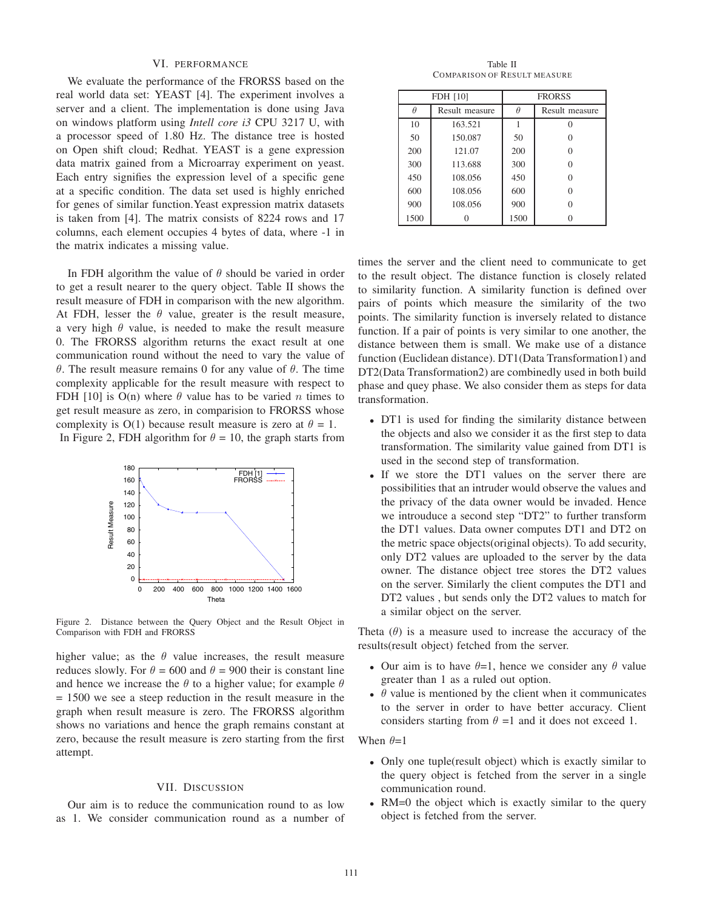## VI. Performance

We evaluate the performance of the FRORSS based on the real world data set: YEAST [4]. The experiment involves a server and a client. The implementation is done using Java on windows platform using *Intell core i3* CPU 3217 U, with a processor speed of 1.80 Hz. The distance tree is hosted on Open shift cloud; Redhat. YEAST is a gene expression data matrix gained from a Microarray experiment on yeast. Each entry signifies the expression level of a specific gene at a specific condition. The data set used is highly enriched for genes of similar function.Yeast expression matrix datasets is taken from [4]. The matrix consists of 8224 rows and 17 columns, each element occupies 4 bytes of data, where -1 in the matrix indicates a missing value.

In FDH algorithm the value of $\theta$ should be varied in order to get a result nearer to the query object. Table II shows the result measure of FDH in comparison with the new algorithm. At FDH, lesser the $\theta$ value, greater is the result measure, a very high $\theta$ value, is needed to make the result measure 0. The FRORSS algorithm returns the exact result at one communication round without the need to vary the value of $\theta$. The result measure remains 0 for any value of $\theta$. The time complexity applicable for the result measure with respect to FDH [10] is O(n) where $\theta$ value has to be varied $n$ times to get result measure as zero, in comparision to FRORSS whose complexity is O(1) because result measure is zero at $\theta$ = 1.

In Figure 2, FDH algorithm for $\theta$ = 10, the graph starts from higher value; as the $\theta$ value increases, the result measure reduces slowly. For $\theta$ = 600 and $\theta$ = 900 their is constant line and hence we increase the $\theta$ to a higher value; for example $\theta$ = 1500 we see a steep reduction in the result measure in the graph when result measure is zero. The FRORSS algorithm shows no variations and hence the graph remains constant at zero, because the result measure is zero starting from the first attempt.

Figure 2. Distance between the Query Object and the Result Object in Comparison with FDH and FRORSS

Table II
Comparison of Result measure

| FDH [10] | | FRORSS | |
|---|---|---|---|
| $\theta$ | Result measure | $\theta$ | Result measure |
| 10 | 163.521 | 1 | 0 |
| 50 | 150.087 | 50 | 0 |
| 200 | 121.07 | 200 | 0 |
| 300 | 113.688 | 300 | 0 |
| 450 | 108.056 | 450 | 0 |
| 600 | 108.056 | 600 | 0 |
| 900 | 108.056 | 900 | 0 |
| 1500 | 0 | 1500 | 0 |

## VII. Discussion

Our aim is to reduce the communication round to as low as 1. We consider communication round as a number of times the server and the client need to communicate to get to the result object. The distance function is closely related to similarity function. A similarity function is defined over pairs of points which measure the similarity of the two points. The similarity function is inversely related to distance function. If a pair of points is very similar to one another, the distance between them is small. We make use of a distance function (Euclidean distance). DT1(Data Transformation1) and DT2(Data Transformation2) are combinedly used in both build phase and quey phase. We also consider them as steps for data transformation.

- DT1 is used for finding the similarity distance between the objects and also we consider it as the first step to data transformation. The similarity value gained from DT1 is used in the second step of transformation.
- If we store the DT1 values on the server there are possibilities that an intruder would observe the values and the privacy of the data owner would be invaded. Hence we introuduce a second step "DT2" to further transform the DT1 values. Data owner computes DT1 and DT2 on the metric space objects(original objects). To add security, only DT2 values are uploaded to the server by the data owner. The distance object tree stores the DT2 values on the server. Similarly the client computes the DT1 and DT2 values , but sends only the DT2 values to match for a similar object on the server.

Theta ($\theta$) is a measure used to increase the accuracy of the results(result object) fetched from the server.

- Our aim is to have $\theta$=1, hence we consider any $\theta$ value greater than 1 as a ruled out option.
- $\theta$ value is mentioned by the client when it communicates to the server in order to have better accuracy. Client considers starting from $\theta$ =1 and it does not exceed 1.

When $\theta$=1

- Only one tuple(result object) which is exactly similar to the query object is fetched from the server in a single communication round.
- RM=0 the object which is exactly similar to the query object is fetched from the server.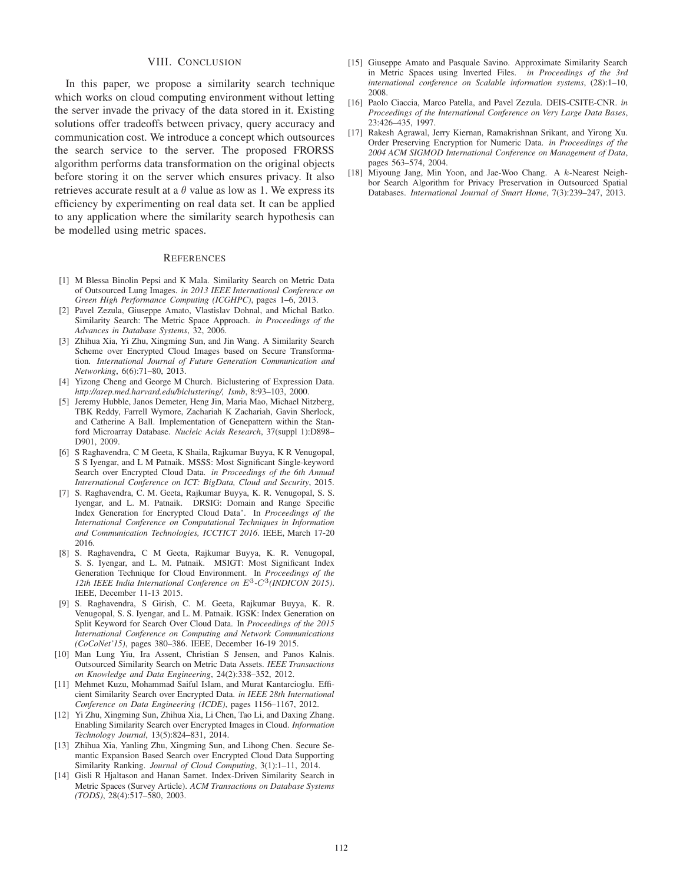## VIII. Conclusion

In this paper, we propose a similarity search technique which works on cloud computing environment without letting the server invade the privacy of the data stored in it. Existing solutions offer tradeoffs between privacy, query accuracy and communication cost. We introduce a concept which outsources the search service to the server. The proposed FRORSS algorithm performs data transformation on the original objects before storing it on the server which ensures privacy. It also retrieves accurate result at a $\theta$ value as low as 1. We express its efficiency by experimenting on real data set. It can be applied to any application where the similarity search hypothesis can be modelled using metric spaces.

## References

[1] M Blessa Binolin Pepsi and K Mala. Similarity Search on Metric Data of Outsourced Lung Images. *in 2013 IEEE International Conference on Green High Performance Computing (ICGHPC)*, pages 1–6, 2013.

[2] Pavel Zezula, Giuseppe Amato, Vlastislav Dohnal, and Michal Batko. Similarity Search: The Metric Space Approach. *in Proceedings of the Advances in Database Systems*, 32, 2006.

[3] Zhihua Xia, Yi Zhu, Xingming Sun, and Jin Wang. A Similarity Search Scheme over Encrypted Cloud Images based on Secure Transformation. *International Journal of Future Generation Communication and Networking*, 6(6):71–80, 2013.

[4] Yizong Cheng and George M Church. Biclustering of Expression Data. *http://arep.med.harvard.edu/biclustering/, Ismb*, 8:93–103, 2000.

[5] Jeremy Hubble, Janos Demeter, Heng Jin, Maria Mao, Michael Nitzberg, TBK Reddy, Farrell Wymore, Zachariah K Zachariah, Gavin Sherlock, and Catherine A Ball. Implementation of Genepattern within the Stanford Microarray Database. *Nucleic Acids Research*, 37(suppl 1):D898–D901, 2009.

[6] S Raghavendra, C M Geeta, K Shaila, Rajkumar Buyya, K R Venugopal, S S Iyengar, and L M Patnaik. MSSS: Most Significant Single-keyword Search over Encrypted Cloud Data. *in Proceedings of the 6th Annual Intrernational Conference on ICT: BigData, Cloud and Security*, 2015.

[7] S. Raghavendra, C. M. Geeta, Rajkumar Buyya, K. R. Venugopal, S. S. Iyengar, and L. M. Patnaik. DRSIG: Domain and Range Specific Index Generation for Encrypted Cloud Data". In *Proceedings of the International Conference on Computational Techniques in Information and Communication Technologies, ICCTICT 2016*. IEEE, March 17-20 2016.

[8] S. Raghavendra, C M Geeta, Rajkumar Buyya, K. R. Venugopal, S. S. Iyengar, and L. M. Patnaik. MSIGT: Most Significant Index Generation Technique for Cloud Environment. In *Proceedings of the 12th IEEE India International Conference on $E^3$-$C^3$(INDICON 2015)*. IEEE, December 11-13 2015.

[9] S. Raghavendra, S Girish, C. M. Geeta, Rajkumar Buyya, K. R. Venugopal, S. S. Iyengar, and L. M. Patnaik. IGSK: Index Generation on Split Keyword for Search Over Cloud Data. In *Proceedings of the 2015 International Conference on Computing and Network Communications (CoCoNet'15)*, pages 380–386. IEEE, December 16-19 2015.

[10] Man Lung Yiu, Ira Assent, Christian S Jensen, and Panos Kalnis. Outsourced Similarity Search on Metric Data Assets. *IEEE Transactions on Knowledge and Data Engineering*, 24(2):338–352, 2012.

[11] Mehmet Kuzu, Mohammad Saiful Islam, and Murat Kantarcioglu. Efficient Similarity Search over Encrypted Data. *in IEEE 28th International Conference on Data Engineering (ICDE)*, pages 1156–1167, 2012.

[12] Yi Zhu, Xingming Sun, Zhihua Xia, Li Chen, Tao Li, and Daxing Zhang. Enabling Similarity Search over Encrypted Images in Cloud. *Information Technology Journal*, 13(5):824–831, 2014.

[13] Zhihua Xia, Yanling Zhu, Xingming Sun, and Lihong Chen. Secure Semantic Expansion Based Search over Encrypted Cloud Data Supporting Similarity Ranking. *Journal of Cloud Computing*, 3(1):1–11, 2014.

[14] Gisli R Hjaltason and Hanan Samet. Index-Driven Similarity Search in Metric Spaces (Survey Article). *ACM Transactions on Database Systems (TODS)*, 28(4):517–580, 2003.

[15] Giuseppe Amato and Pasquale Savino. Approximate Similarity Search in Metric Spaces using Inverted Files. *in Proceedings of the 3rd international conference on Scalable information systems*, (28):1–10, 2008.

[16] Paolo Ciaccia, Marco Patella, and Pavel Zezula. DEIS-CSITE-CNR. *in Proceedings of the International Conference on Very Large Data Bases*, 23:426–435, 1997.

[17] Rakesh Agrawal, Jerry Kiernan, Ramakrishnan Srikant, and Yirong Xu. Order Preserving Encryption for Numeric Data. *in Proceedings of the 2004 ACM SIGMOD International Conference on Management of Data*, pages 563–574, 2004.

[18] Miyoung Jang, Min Yoon, and Jae-Woo Chang. A $k$-Nearest Neighbor Search Algorithm for Privacy Preservation in Outsourced Spatial Databases. *International Journal of Smart Home*, 7(3):239–247, 2013.